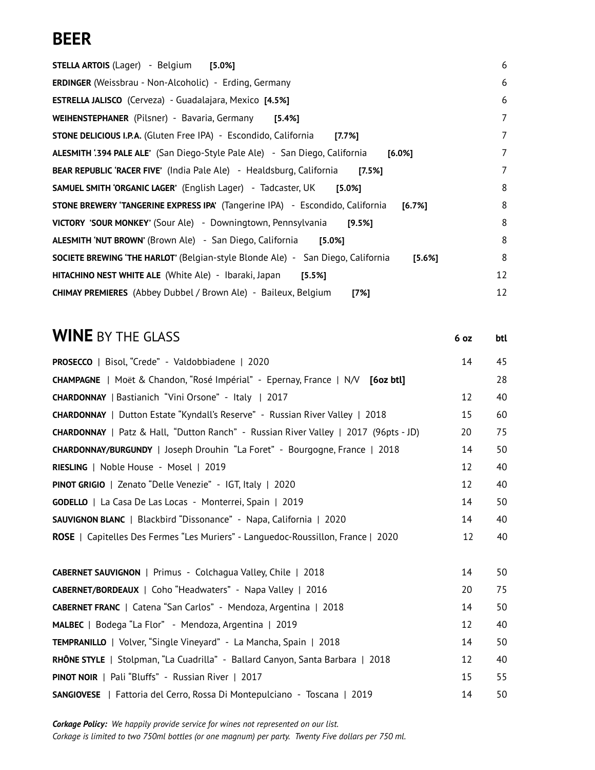# BEER

| Beer | Price |
|---|---|
| **STELLA ARTOIS** (Lager) - Belgium **[5.0%]** | 6 |
| **ERDINGER** (Weissbrau - Non-Alcoholic) - Erding, Germany | 6 |
| **ESTRELLA JALISCO** (Cerveza) - Guadalajara, Mexico **[4.5%]** | 6 |
| **WEIHENSTEPHANER** (Pilsner) - Bavaria, Germany **[5.4%]** | 7 |
| **STONE DELICIOUS I.P.A.** (Gluten Free IPA) - Escondido, California **[7.7%]** | 7 |
| **ALESMITH '.394 PALE ALE'** (San Diego-Style Pale Ale) - San Diego, California **[6.0%]** | 7 |
| **BEAR REPUBLIC 'RACER FIVE'** (India Pale Ale) - Healdsburg, California **[7.5%]** | 7 |
| **SAMUEL SMITH 'ORGANIC LAGER'** (English Lager) - Tadcaster, UK **[5.0%]** | 8 |
| **STONE BREWERY 'TANGERINE EXPRESS IPA'** (Tangerine IPA) - Escondido, California **[6.7%]** | 8 |
| **VICTORY 'SOUR MONKEY'** (Sour Ale) - Downingtown, Pennsylvania **[9.5%]** | 8 |
| **ALESMITH 'NUT BROWN'** (Brown Ale) - San Diego, California **[5.0%]** | 8 |
| **SOCIETE BREWING 'THE HARLOT'** (Belgian-style Blonde Ale) - San Diego, California **[5.6%]** | 8 |
| **HITACHINO NEST WHITE ALE** (White Ale) - Ibaraki, Japan **[5.5%]** | 12 |
| **CHIMAY PREMIERES** (Abbey Dubbel / Brown Ale) - Baileux, Belgium **[7%]** | 12 |

# **WINE** BY THE GLASS

| Wine | 6 oz | btl |
|---|---|---|
| **PROSECCO** \| Bisol, "Crede" - Valdobbiadene \| 2020 | 14 | 45 |
| **CHAMPAGNE** \| Moët & Chandon, "Rosé Impérial" - Epernay, France \| N/V **[6oz btl]** | | 28 |
| **CHARDONNAY** \| Bastianich "Vini Orsone" - Italy \| 2017 | 12 | 40 |
| **CHARDONNAY** \| Dutton Estate "Kyndall's Reserve" - Russian River Valley \| 2018 | 15 | 60 |
| **CHARDONNAY** \| Patz & Hall, "Dutton Ranch" - Russian River Valley \| 2017 (96pts - JD) | 20 | 75 |
| **CHARDONNAY/BURGUNDY** \| Joseph Drouhin "La Foret" - Bourgogne, France \| 2018 | 14 | 50 |
| **RIESLING** \| Noble House - Mosel \| 2019 | 12 | 40 |
| **PINOT GRIGIO** \| Zenato "Delle Venezie" - IGT, Italy \| 2020 | 12 | 40 |
| **GODELLO** \| La Casa De Las Locas - Monterrei, Spain \| 2019 | 14 | 50 |
| **SAUVIGNON BLANC** \| Blackbird "Dissonance" - Napa, California \| 2020 | 14 | 40 |
| **ROSE** \| Capitelles Des Fermes "Les Muriers" - Languedoc-Roussillon, France \| 2020 | 12 | 40 |
| | | |
| **CABERNET SAUVIGNON** \| Primus - Colchagua Valley, Chile \| 2018 | 14 | 50 |
| **CABERNET/BORDEAUX** \| Coho "Headwaters" - Napa Valley \| 2016 | 20 | 75 |
| **CABERNET FRANC** \| Catena "San Carlos" - Mendoza, Argentina \| 2018 | 14 | 50 |
| **MALBEC** \| Bodega "La Flor" - Mendoza, Argentina \| 2019 | 12 | 40 |
| **TEMPRANILLO** \| Volver, "Single Vineyard" - La Mancha, Spain \| 2018 | 14 | 50 |
| **RHÔNE STYLE** \| Stolpman, "La Cuadrilla" - Ballard Canyon, Santa Barbara \| 2018 | 12 | 40 |
| **PINOT NOIR** \| Pali "Bluffs" - Russian River \| 2017 | 15 | 55 |
| **SANGIOVESE** \| Fattoria del Cerro, Rossa Di Montepulciano - Toscana \| 2019 | 14 | 50 |

***Corkage Policy:*** *We happily provide service for wines not represented on our list.*
*Corkage is limited to two 750ml bottles (or one magnum) per party. Twenty Five dollars per 750 ml.*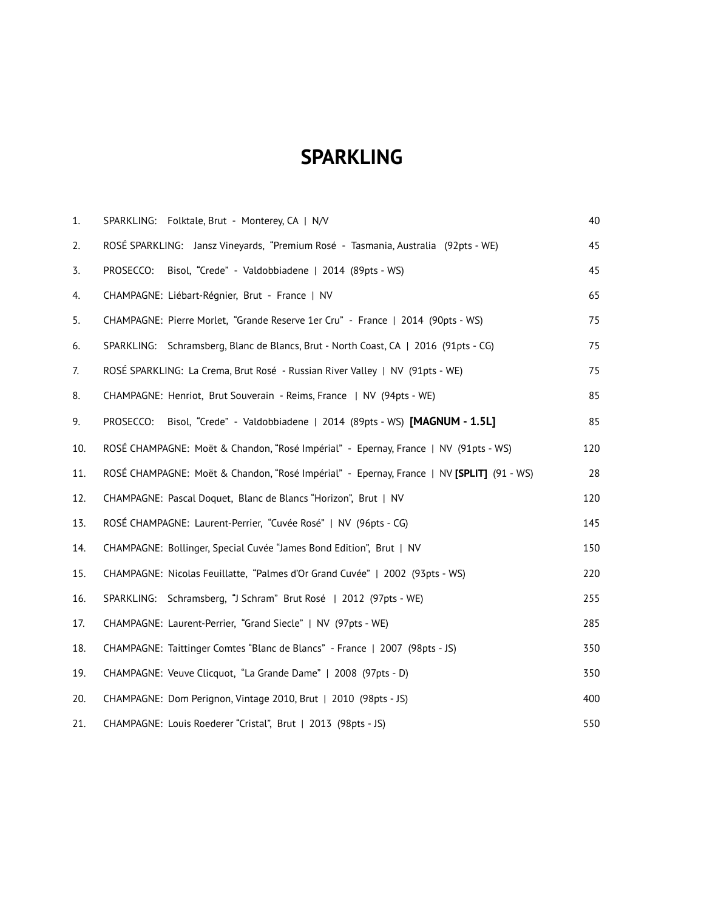# SPARKLING

| | | |
|---|---|---|
| 1. | SPARKLING: Folktale, Brut - Monterey, CA \| N/V | 40 |
| 2. | ROSÉ SPARKLING: Jansz Vineyards, "Premium Rosé - Tasmania, Australia (92pts - WE) | 45 |
| 3. | PROSECCO: Bisol, "Crede" - Valdobbiadene \| 2014 (89pts - WS) | 45 |
| 4. | CHAMPAGNE: Liébart-Régnier, Brut - France \| NV | 65 |
| 5. | CHAMPAGNE: Pierre Morlet, "Grande Reserve 1er Cru" - France \| 2014 (90pts - WS) | 75 |
| 6. | SPARKLING: Schramsberg, Blanc de Blancs, Brut - North Coast, CA \| 2016 (91pts - CG) | 75 |
| 7. | ROSÉ SPARKLING: La Crema, Brut Rosé - Russian River Valley \| NV (91pts - WE) | 75 |
| 8. | CHAMPAGNE: Henriot, Brut Souverain - Reims, France \| NV (94pts - WE) | 85 |
| 9. | PROSECCO: Bisol, "Crede" - Valdobbiadene \| 2014 (89pts - WS) **[MAGNUM - 1.5L]** | 85 |
| 10. | ROSÉ CHAMPAGNE: Moët & Chandon, "Rosé Impérial" - Epernay, France \| NV (91pts - WS) | 120 |
| 11. | ROSÉ CHAMPAGNE: Moët & Chandon, "Rosé Impérial" - Epernay, France \| NV **[SPLIT]** (91 - WS) | 28 |
| 12. | CHAMPAGNE: Pascal Doquet, Blanc de Blancs "Horizon", Brut \| NV | 120 |
| 13. | ROSÉ CHAMPAGNE: Laurent-Perrier, "Cuvée Rosé" \| NV (96pts - CG) | 145 |
| 14. | CHAMPAGNE: Bollinger, Special Cuvée "James Bond Edition", Brut \| NV | 150 |
| 15. | CHAMPAGNE: Nicolas Feuillatte, "Palmes d'Or Grand Cuvée" \| 2002 (93pts - WS) | 220 |
| 16. | SPARKLING: Schramsberg, "J Schram" Brut Rosé \| 2012 (97pts - WE) | 255 |
| 17. | CHAMPAGNE: Laurent-Perrier, "Grand Siecle" \| NV (97pts - WE) | 285 |
| 18. | CHAMPAGNE: Taittinger Comtes "Blanc de Blancs" - France \| 2007 (98pts - JS) | 350 |
| 19. | CHAMPAGNE: Veuve Clicquot, "La Grande Dame" \| 2008 (97pts - D) | 350 |
| 20. | CHAMPAGNE: Dom Perignon, Vintage 2010, Brut \| 2010 (98pts - JS) | 400 |
| 21. | CHAMPAGNE: Louis Roederer "Cristal", Brut \| 2013 (98pts - JS) | 550 |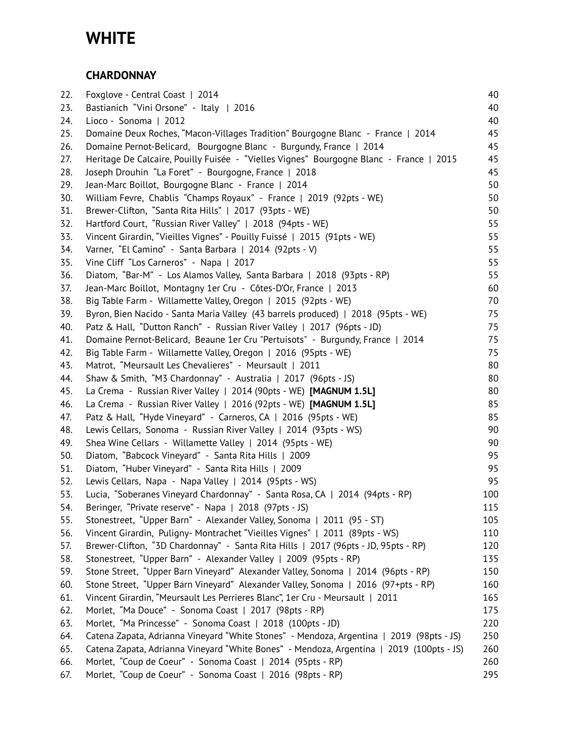# WHITE

## CHARDONNAY

| No. | Wine | Price |
|---|---|---|
| 22. | Foxglove - Central Coast \| 2014 | 40 |
| 23. | Bastianich "Vini Orsone" - Italy \| 2016 | 40 |
| 24. | Lioco - Sonoma \| 2012 | 40 |
| 25. | Domaine Deux Roches, "Macon-Villages Tradition" Bourgogne Blanc - France \| 2014 | 45 |
| 26. | Domaine Pernot-Belicard, Bourgogne Blanc - Burgundy, France \| 2014 | 45 |
| 27. | Heritage De Calcaire, Pouilly Fuisée - "Vielles Vignes" Bourgogne Blanc - France \| 2015 | 45 |
| 28. | Joseph Drouhin "La Foret" - Bourgogne, France \| 2018 | 45 |
| 29. | Jean-Marc Boillot, Bourgogne Blanc - France \| 2014 | 50 |
| 30. | William Fevre, Chablis "Champs Royaux" - France \| 2019 (92pts - WE) | 50 |
| 31. | Brewer-Clifton, "Santa Rita Hills" \| 2017 (93pts - WE) | 50 |
| 32. | Hartford Court, "Russian River Valley" \| 2018 (94pts - WE) | 55 |
| 33. | Vincent Girardin, "Vieilles Vignes" - Pouilly Fuissé \| 2015 (91pts - WE) | 55 |
| 34. | Varner, "El Camino" - Santa Barbara \| 2014 (92pts - V) | 55 |
| 35. | Vine Cliff "Los Carneros" - Napa \| 2017 | 55 |
| 36. | Diatom, "Bar-M" - Los Alamos Valley, Santa Barbara \| 2018 (93pts - RP) | 55 |
| 37. | Jean-Marc Boillot, Montagny 1er Cru - Côtes-D'Or, France \| 2013 | 60 |
| 38. | Big Table Farm - Willamette Valley, Oregon \| 2015 (92pts - WE) | 70 |
| 39. | Byron, Bien Nacido - Santa Maria Valley (43 barrels produced) \| 2018 (95pts - WE) | 75 |
| 40. | Patz & Hall, "Dutton Ranch" - Russian River Valley \| 2017 (96pts - JD) | 75 |
| 41. | Domaine Pernot-Belicard, Beaune 1er Cru "Pertuisots" - Burgundy, France \| 2014 | 75 |
| 42. | Big Table Farm - Willamette Valley, Oregon \| 2016 (95pts - WE) | 75 |
| 43. | Matrot, "Meursault Les Chevalieres" - Meursault \| 2011 | 80 |
| 44. | Shaw & Smith, "M3 Chardonnay" - Australia \| 2017 (96pts - JS) | 80 |
| 45. | La Crema - Russian River Valley \| 2014 (90pts - WE) **[MAGNUM 1.5L]** | 80 |
| 46. | La Crema - Russian River Valley \| 2016 (92pts - WE) **[MAGNUM 1.5L]** | 85 |
| 47. | Patz & Hall, "Hyde Vineyard" - Carneros, CA \| 2016 (95pts - WE) | 85 |
| 48. | Lewis Cellars, Sonoma - Russian River Valley \| 2014 (93pts - WS) | 90 |
| 49. | Shea Wine Cellars - Willamette Valley \| 2014 (95pts - WE) | 90 |
| 50. | Diatom, "Babcock Vineyard" - Santa Rita Hills \| 2009 | 95 |
| 51. | Diatom, "Huber Vineyard" - Santa Rita Hills \| 2009 | 95 |
| 52. | Lewis Cellars, Napa - Napa Valley \| 2014 (95pts - WS) | 95 |
| 53. | Lucia, "Soberanes Vineyard Chardonnay" - Santa Rosa, CA \| 2014 (94pts - RP) | 100 |
| 54. | Beringer, "Private reserve" - Napa \| 2018 (97pts - JS) | 115 |
| 55. | Stonestreet, "Upper Barn" - Alexander Valley, Sonoma \| 2011 (95 - ST) | 105 |
| 56. | Vincent Girardin, Puligny- Montrachet "Vieilles Vignes" \| 2011 (89pts - WS) | 110 |
| 57. | Brewer-Clifton, "3D Chardonnay" - Santa Rita Hills \| 2017 (96pts - JD, 95pts - RP) | 120 |
| 58. | Stonestreet, "Upper Barn" - Alexander Valley \| 2009 (95pts - RP) | 135 |
| 59. | Stone Street, "Upper Barn Vineyard" Alexander Valley, Sonoma \| 2014 (96pts - RP) | 150 |
| 60. | Stone Street, "Upper Barn Vineyard" Alexander Valley, Sonoma \| 2016 (97+pts - RP) | 160 |
| 61. | Vincent Girardin, "Meursault Les Perrieres Blanc", 1er Cru - Meursault \| 2011 | 165 |
| 62. | Morlet, "Ma Douce" - Sonoma Coast \| 2017 (98pts - RP) | 175 |
| 63. | Morlet, "Ma Princesse" - Sonoma Coast \| 2018 (100pts - JD) | 220 |
| 64. | Catena Zapata, Adrianna Vineyard "White Stones" - Mendoza, Argentina \| 2019 (98pts - JS) | 250 |
| 65. | Catena Zapata, Adrianna Vineyard "White Bones" - Mendoza, Argentina \| 2019 (100pts - JS) | 260 |
| 66. | Morlet, "Coup de Coeur" - Sonoma Coast \| 2014 (95pts - RP) | 260 |
| 67. | Morlet, "Coup de Coeur" - Sonoma Coast \| 2016 (98pts - RP) | 295 |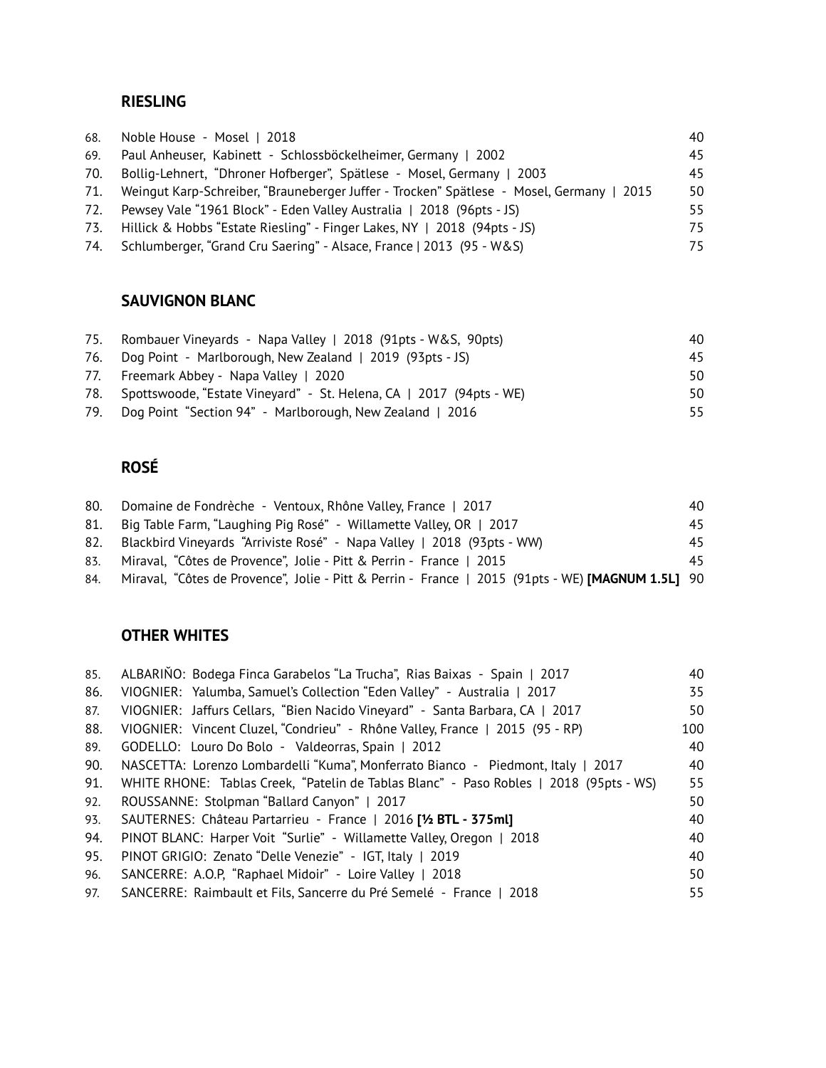## RIESLING

| # | Wine | Price |
|---|---|---|
| 68. | Noble House - Mosel \| 2018 | 40 |
| 69. | Paul Anheuser, Kabinett - Schlossböckelheimer, Germany \| 2002 | 45 |
| 70. | Bollig-Lehnert, "Dhroner Hofberger", Spätlese - Mosel, Germany \| 2003 | 45 |
| 71. | Weingut Karp-Schreiber, "Brauneberger Juffer - Trocken" Spätlese - Mosel, Germany \| 2015 | 50 |
| 72. | Pewsey Vale "1961 Block" - Eden Valley Australia \| 2018 (96pts - JS) | 55 |
| 73. | Hillick & Hobbs "Estate Riesling" - Finger Lakes, NY \| 2018 (94pts - JS) | 75 |
| 74. | Schlumberger, "Grand Cru Saering" - Alsace, France \| 2013 (95 - W&S) | 75 |

## SAUVIGNON BLANC

| # | Wine | Price |
|---|---|---|
| 75. | Rombauer Vineyards - Napa Valley \| 2018 (91pts - W&S, 90pts) | 40 |
| 76. | Dog Point - Marlborough, New Zealand \| 2019 (93pts - JS) | 45 |
| 77. | Freemark Abbey - Napa Valley \| 2020 | 50 |
| 78. | Spottswoode, "Estate Vineyard" - St. Helena, CA \| 2017 (94pts - WE) | 50 |
| 79. | Dog Point "Section 94" - Marlborough, New Zealand \| 2016 | 55 |

## ROSÉ

| # | Wine | Price |
|---|---|---|
| 80. | Domaine de Fondrèche - Ventoux, Rhône Valley, France \| 2017 | 40 |
| 81. | Big Table Farm, "Laughing Pig Rosé" - Willamette Valley, OR \| 2017 | 45 |
| 82. | Blackbird Vineyards "Arriviste Rosé" - Napa Valley \| 2018 (93pts - WW) | 45 |
| 83. | Miraval, "Côtes de Provence", Jolie - Pitt & Perrin - France \| 2015 | 45 |
| 84. | Miraval, "Côtes de Provence", Jolie - Pitt & Perrin - France \| 2015 (91pts - WE) **[MAGNUM 1.5L]** | 90 |

## OTHER WHITES

| # | Wine | Price |
|---|---|---|
| 85. | ALBARIÑO: Bodega Finca Garabelos "La Trucha", Rias Baixas - Spain \| 2017 | 40 |
| 86. | VIOGNIER: Yalumba, Samuel's Collection "Eden Valley" - Australia \| 2017 | 35 |
| 87. | VIOGNIER: Jaffurs Cellars, "Bien Nacido Vineyard" - Santa Barbara, CA \| 2017 | 50 |
| 88. | VIOGNIER: Vincent Cluzel, "Condrieu" - Rhône Valley, France \| 2015 (95 - RP) | 100 |
| 89. | GODELLO: Louro Do Bolo - Valdeorras, Spain \| 2012 | 40 |
| 90. | NASCETTA: Lorenzo Lombardelli "Kuma", Monferrato Bianco - Piedmont, Italy \| 2017 | 40 |
| 91. | WHITE RHONE: Tablas Creek, "Patelin de Tablas Blanc" - Paso Robles \| 2018 (95pts - WS) | 55 |
| 92. | ROUSSANNE: Stolpman "Ballard Canyon" \| 2017 | 50 |
| 93. | SAUTERNES: Château Partarrieu - France \| 2016 **[½ BTL - 375ml]** | 40 |
| 94. | PINOT BLANC: Harper Voit "Surlie" - Willamette Valley, Oregon \| 2018 | 40 |
| 95. | PINOT GRIGIO: Zenato "Delle Venezie" - IGT, Italy \| 2019 | 40 |
| 96. | SANCERRE: A.O.P, "Raphael Midoir" - Loire Valley \| 2018 | 50 |
| 97. | SANCERRE: Raimbault et Fils, Sancerre du Pré Semelé - France \| 2018 | 55 |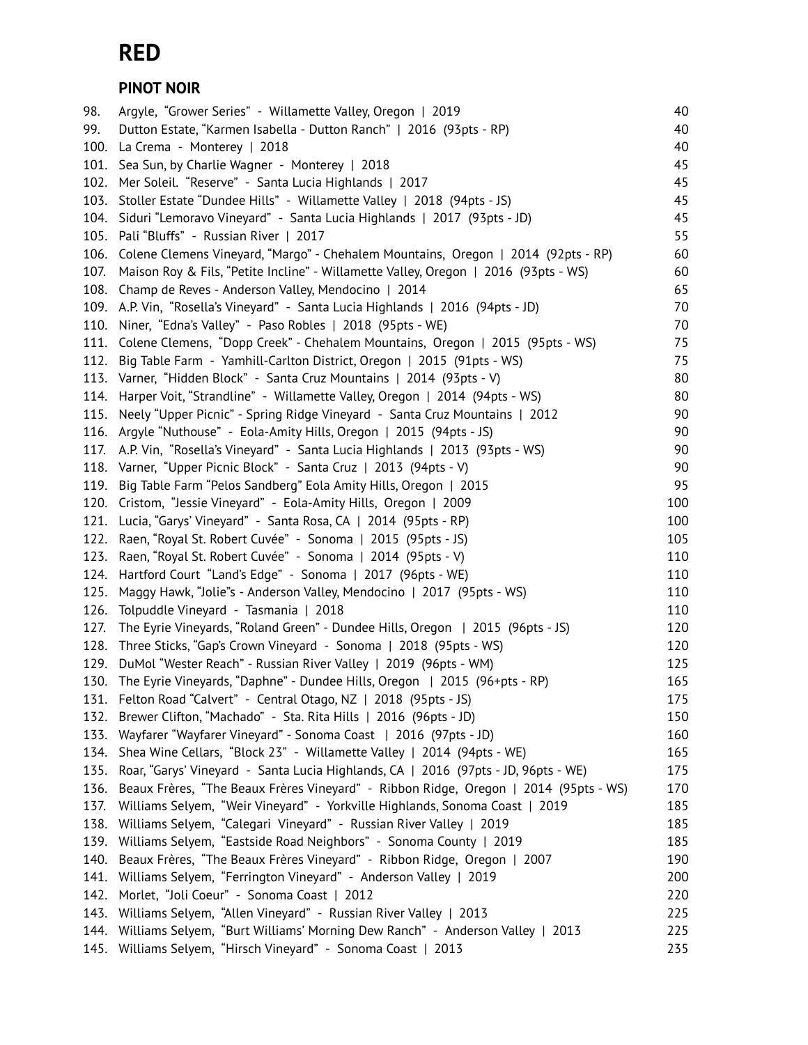# RED

## PINOT NOIR

| | | |
|---|---|---|
| 98. | Argyle, "Grower Series" - Willamette Valley, Oregon \| 2019 | 40 |
| 99. | Dutton Estate, "Karmen Isabella - Dutton Ranch" \| 2016 (93pts - RP) | 40 |
| 100. | La Crema - Monterey \| 2018 | 40 |
| 101. | Sea Sun, by Charlie Wagner - Monterey \| 2018 | 45 |
| 102. | Mer Soleil. "Reserve" - Santa Lucia Highlands \| 2017 | 45 |
| 103. | Stoller Estate "Dundee Hills" - Willamette Valley \| 2018 (94pts - JS) | 45 |
| 104. | Siduri "Lemoravo Vineyard" - Santa Lucia Highlands \| 2017 (93pts - JD) | 45 |
| 105. | Pali "Bluffs" - Russian River \| 2017 | 55 |
| 106. | Colene Clemens Vineyard, "Margo" - Chehalem Mountains, Oregon \| 2014 (92pts - RP) | 60 |
| 107. | Maison Roy & Fils, "Petite Incline" - Willamette Valley, Oregon \| 2016 (93pts - WS) | 60 |
| 108. | Champ de Reves - Anderson Valley, Mendocino \| 2014 | 65 |
| 109. | A.P. Vin, "Rosella's Vineyard" - Santa Lucia Highlands \| 2016 (94pts - JD) | 70 |
| 110. | Niner, "Edna's Valley" - Paso Robles \| 2018 (95pts - WE) | 70 |
| 111. | Colene Clemens, "Dopp Creek" - Chehalem Mountains, Oregon \| 2015 (95pts - WS) | 75 |
| 112. | Big Table Farm - Yamhill-Carlton District, Oregon \| 2015 (91pts - WS) | 75 |
| 113. | Varner, "Hidden Block" - Santa Cruz Mountains \| 2014 (93pts - V) | 80 |
| 114. | Harper Voit, "Strandline" - Willamette Valley, Oregon \| 2014 (94pts - WS) | 80 |
| 115. | Neely "Upper Picnic" - Spring Ridge Vineyard - Santa Cruz Mountains \| 2012 | 90 |
| 116. | Argyle "Nuthouse" - Eola-Amity Hills, Oregon \| 2015 (94pts - JS) | 90 |
| 117. | A.P. Vin, "Rosella's Vineyard" - Santa Lucia Highlands \| 2013 (93pts - WS) | 90 |
| 118. | Varner, "Upper Picnic Block" - Santa Cruz \| 2013 (94pts - V) | 90 |
| 119. | Big Table Farm "Pelos Sandberg" Eola Amity Hills, Oregon \| 2015 | 95 |
| 120. | Cristom, "Jessie Vineyard" - Eola-Amity Hills, Oregon \| 2009 | 100 |
| 121. | Lucia, "Garys' Vineyard" - Santa Rosa, CA \| 2014 (95pts - RP) | 100 |
| 122. | Raen, "Royal St. Robert Cuvée" - Sonoma \| 2015 (95pts - JS) | 105 |
| 123. | Raen, "Royal St. Robert Cuvée" - Sonoma \| 2014 (95pts - V) | 110 |
| 124. | Hartford Court "Land's Edge" - Sonoma \| 2017 (96pts - WE) | 110 |
| 125. | Maggy Hawk, "Jolie"s - Anderson Valley, Mendocino \| 2017 (95pts - WS) | 110 |
| 126. | Tolpuddle Vineyard - Tasmania \| 2018 | 110 |
| 127. | The Eyrie Vineyards, "Roland Green" - Dundee Hills, Oregon \| 2015 (96pts - JS) | 120 |
| 128. | Three Sticks, "Gap's Crown Vineyard - Sonoma \| 2018 (95pts - WS) | 120 |
| 129. | DuMol "Wester Reach" - Russian River Valley \| 2019 (96pts - WM) | 125 |
| 130. | The Eyrie Vineyards, "Daphne" - Dundee Hills, Oregon \| 2015 (96+pts - RP) | 165 |
| 131. | Felton Road "Calvert" - Central Otago, NZ \| 2018 (95pts - JS) | 175 |
| 132. | Brewer Clifton, "Machado" - Sta. Rita Hills \| 2016 (96pts - JD) | 150 |
| 133. | Wayfarer "Wayfarer Vineyard" - Sonoma Coast \| 2016 (97pts - JD) | 160 |
| 134. | Shea Wine Cellars, "Block 23" - Willamette Valley \| 2014 (94pts - WE) | 165 |
| 135. | Roar, "Garys' Vineyard - Santa Lucia Highlands, CA \| 2016 (97pts - JD, 96pts - WE) | 175 |
| 136. | Beaux Frères, "The Beaux Frères Vineyard" - Ribbon Ridge, Oregon \| 2014 (95pts - WS) | 170 |
| 137. | Williams Selyem, "Weir Vineyard" - Yorkville Highlands, Sonoma Coast \| 2019 | 185 |
| 138. | Williams Selyem, "Calegari Vineyard" - Russian River Valley \| 2019 | 185 |
| 139. | Williams Selyem, "Eastside Road Neighbors" - Sonoma County \| 2019 | 185 |
| 140. | Beaux Frères, "The Beaux Frères Vineyard" - Ribbon Ridge, Oregon \| 2007 | 190 |
| 141. | Williams Selyem, "Ferrington Vineyard" - Anderson Valley \| 2019 | 200 |
| 142. | Morlet, "Joli Coeur" - Sonoma Coast \| 2012 | 220 |
| 143. | Williams Selyem, "Allen Vineyard" - Russian River Valley \| 2013 | 225 |
| 144. | Williams Selyem, "Burt Williams' Morning Dew Ranch" - Anderson Valley \| 2013 | 225 |
| 145. | Williams Selyem, "Hirsch Vineyard" - Sonoma Coast \| 2013 | 235 |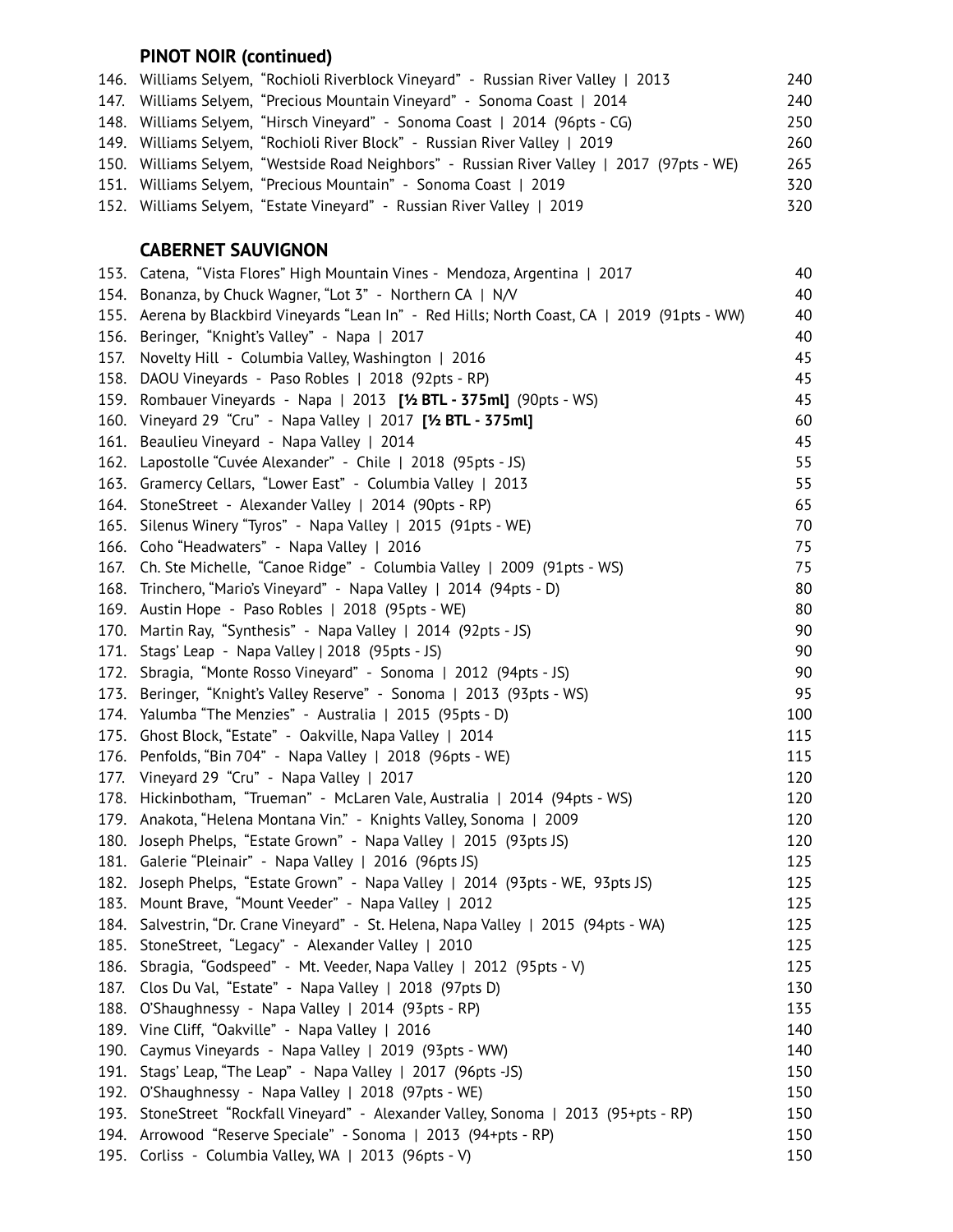### PINOT NOIR (continued)

146. Williams Selyem, “Rochioli Riverblock Vineyard” - Russian River Valley | 2013 — 240
147. Williams Selyem, “Precious Mountain Vineyard” - Sonoma Coast | 2014 — 240
148. Williams Selyem, “Hirsch Vineyard” - Sonoma Coast | 2014 (96pts - CG) — 250
149. Williams Selyem, “Rochioli River Block” - Russian River Valley | 2019 — 260
150. Williams Selyem, “Westside Road Neighbors” - Russian River Valley | 2017 (97pts - WE) — 265
151. Williams Selyem, “Precious Mountain” - Sonoma Coast | 2019 — 320
152. Williams Selyem, “Estate Vineyard” - Russian River Valley | 2019 — 320

### CABERNET SAUVIGNON

153. Catena, “Vista Flores” High Mountain Vines - Mendoza, Argentina | 2017 — 40
154. Bonanza, by Chuck Wagner, “Lot 3” - Northern CA | N/V — 40
155. Aerena by Blackbird Vineyards “Lean In” - Red Hills; North Coast, CA | 2019 (91pts - WW) — 40
156. Beringer, “Knight’s Valley” - Napa | 2017 — 40
157. Novelty Hill - Columbia Valley, Washington | 2016 — 45
158. DAOU Vineyards - Paso Robles | 2018 (92pts - RP) — 45
159. Rombauer Vineyards - Napa | 2013 **[½ BTL - 375ml]** (90pts - WS) — 45
160. Vineyard 29 “Cru” - Napa Valley | 2017 **[½ BTL - 375ml]** — 60
161. Beaulieu Vineyard - Napa Valley | 2014 — 45
162. Lapostolle “Cuvée Alexander” - Chile | 2018 (95pts - JS) — 55
163. Gramercy Cellars, “Lower East” - Columbia Valley | 2013 — 55
164. StoneStreet - Alexander Valley | 2014 (90pts - RP) — 65
165. Silenus Winery “Tyros” - Napa Valley | 2015 (91pts - WE) — 70
166. Coho “Headwaters” - Napa Valley | 2016 — 75
167. Ch. Ste Michelle, “Canoe Ridge” - Columbia Valley | 2009 (91pts - WS) — 75
168. Trinchero, “Mario’s Vineyard” - Napa Valley | 2014 (94pts - D) — 80
169. Austin Hope - Paso Robles | 2018 (95pts - WE) — 80
170. Martin Ray, “Synthesis” - Napa Valley | 2014 (92pts - JS) — 90
171. Stags’ Leap - Napa Valley | 2018 (95pts - JS) — 90
172. Sbragia, “Monte Rosso Vineyard” - Sonoma | 2012 (94pts - JS) — 90
173. Beringer, “Knight’s Valley Reserve” - Sonoma | 2013 (93pts - WS) — 95
174. Yalumba “The Menzies” - Australia | 2015 (95pts - D) — 100
175. Ghost Block, “Estate” - Oakville, Napa Valley | 2014 — 115
176. Penfolds, “Bin 704” - Napa Valley | 2018 (96pts - WE) — 115
177. Vineyard 29 “Cru” - Napa Valley | 2017 — 120
178. Hickinbotham, “Trueman” - McLaren Vale, Australia | 2014 (94pts - WS) — 120
179. Anakota, “Helena Montana Vin.” - Knights Valley, Sonoma | 2009 — 120
180. Joseph Phelps, “Estate Grown” - Napa Valley | 2015 (93pts JS) — 120
181. Galerie “Pleinair” - Napa Valley | 2016 (96pts JS) — 125
182. Joseph Phelps, “Estate Grown” - Napa Valley | 2014 (93pts - WE, 93pts JS) — 125
183. Mount Brave, “Mount Veeder” - Napa Valley | 2012 — 125
184. Salvestrin, “Dr. Crane Vineyard” - St. Helena, Napa Valley | 2015 (94pts - WA) — 125
185. StoneStreet, “Legacy” - Alexander Valley | 2010 — 125
186. Sbragia, “Godspeed” - Mt. Veeder, Napa Valley | 2012 (95pts - V) — 125
187. Clos Du Val, “Estate” - Napa Valley | 2018 (97pts D) — 130
188. O’Shaughnessy - Napa Valley | 2014 (93pts - RP) — 135
189. Vine Cliff, “Oakville” - Napa Valley | 2016 — 140
190. Caymus Vineyards - Napa Valley | 2019 (93pts - WW) — 140
191. Stags’ Leap, “The Leap” - Napa Valley | 2017 (96pts -JS) — 150
192. O’Shaughnessy - Napa Valley | 2018 (97pts - WE) — 150
193. StoneStreet “Rockfall Vineyard” - Alexander Valley, Sonoma | 2013 (95+pts - RP) — 150
194. Arrowood “Reserve Speciale” - Sonoma | 2013 (94+pts - RP) — 150
195. Corliss - Columbia Valley, WA | 2013 (96pts - V) — 150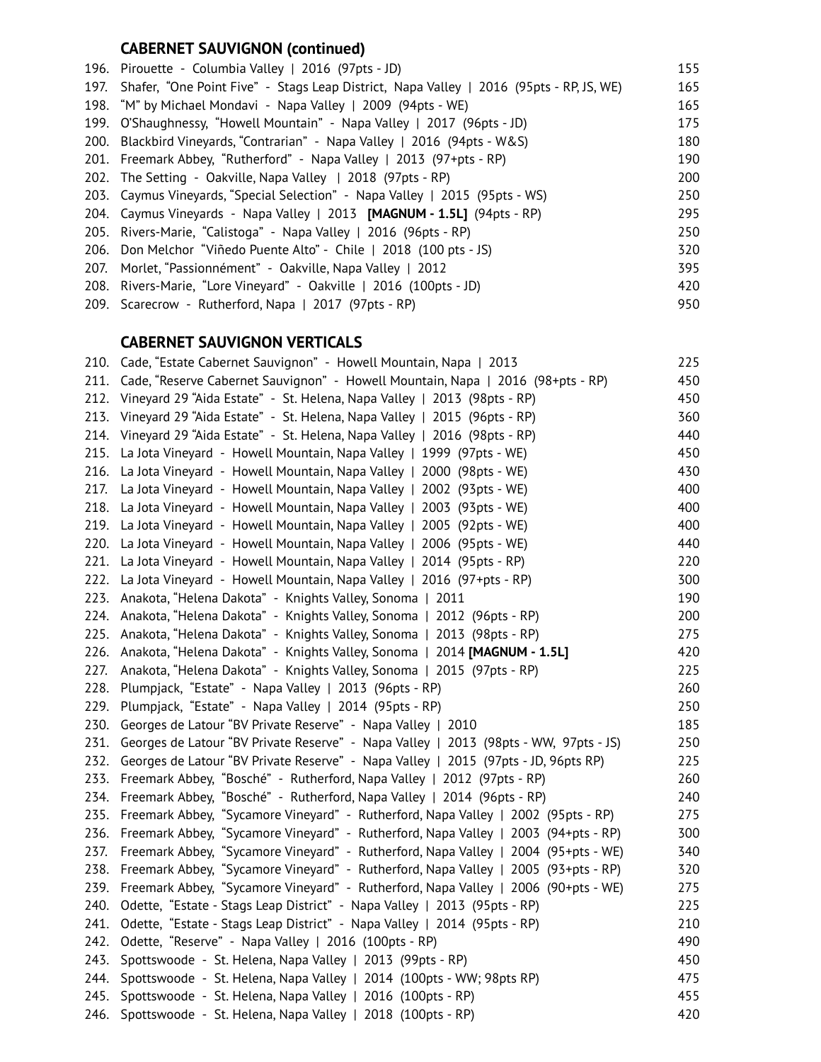### CABERNET SAUVIGNON (continued)

| | | |
|---|---|---|
| 196. | Pirouette - Columbia Valley \| 2016 (97pts - JD) | 155 |
| 197. | Shafer, "One Point Five" - Stags Leap District, Napa Valley \| 2016 (95pts - RP, JS, WE) | 165 |
| 198. | "M" by Michael Mondavi - Napa Valley \| 2009 (94pts - WE) | 165 |
| 199. | O'Shaughnessy, "Howell Mountain" - Napa Valley \| 2017 (96pts - JD) | 175 |
| 200. | Blackbird Vineyards, "Contrarian" - Napa Valley \| 2016 (94pts - W&S) | 180 |
| 201. | Freemark Abbey, "Rutherford" - Napa Valley \| 2013 (97+pts - RP) | 190 |
| 202. | The Setting - Oakville, Napa Valley \| 2018 (97pts - RP) | 200 |
| 203. | Caymus Vineyards, "Special Selection" - Napa Valley \| 2015 (95pts - WS) | 250 |
| 204. | Caymus Vineyards - Napa Valley \| 2013 **[MAGNUM - 1.5L]** (94pts - RP) | 295 |
| 205. | Rivers-Marie, "Calistoga" - Napa Valley \| 2016 (96pts - RP) | 250 |
| 206. | Don Melchor "Viñedo Puente Alto" - Chile \| 2018 (100 pts - JS) | 320 |
| 207. | Morlet, "Passionnément" - Oakville, Napa Valley \| 2012 | 395 |
| 208. | Rivers-Marie, "Lore Vineyard" - Oakville \| 2016 (100pts - JD) | 420 |
| 209. | Scarecrow - Rutherford, Napa \| 2017 (97pts - RP) | 950 |

### CABERNET SAUVIGNON VERTICALS

| | | |
|---|---|---|
| 210. | Cade, "Estate Cabernet Sauvignon" - Howell Mountain, Napa \| 2013 | 225 |
| 211. | Cade, "Reserve Cabernet Sauvignon" - Howell Mountain, Napa \| 2016 (98+pts - RP) | 450 |
| 212. | Vineyard 29 "Aida Estate" - St. Helena, Napa Valley \| 2013 (98pts - RP) | 450 |
| 213. | Vineyard 29 "Aida Estate" - St. Helena, Napa Valley \| 2015 (96pts - RP) | 360 |
| 214. | Vineyard 29 "Aida Estate" - St. Helena, Napa Valley \| 2016 (98pts - RP) | 440 |
| 215. | La Jota Vineyard - Howell Mountain, Napa Valley \| 1999 (97pts - WE) | 450 |
| 216. | La Jota Vineyard - Howell Mountain, Napa Valley \| 2000 (98pts - WE) | 430 |
| 217. | La Jota Vineyard - Howell Mountain, Napa Valley \| 2002 (93pts - WE) | 400 |
| 218. | La Jota Vineyard - Howell Mountain, Napa Valley \| 2003 (93pts - WE) | 400 |
| 219. | La Jota Vineyard - Howell Mountain, Napa Valley \| 2005 (92pts - WE) | 400 |
| 220. | La Jota Vineyard - Howell Mountain, Napa Valley \| 2006 (95pts - WE) | 440 |
| 221. | La Jota Vineyard - Howell Mountain, Napa Valley \| 2014 (95pts - RP) | 220 |
| 222. | La Jota Vineyard - Howell Mountain, Napa Valley \| 2016 (97+pts - RP) | 300 |
| 223. | Anakota, "Helena Dakota" - Knights Valley, Sonoma \| 2011 | 190 |
| 224. | Anakota, "Helena Dakota" - Knights Valley, Sonoma \| 2012 (96pts - RP) | 200 |
| 225. | Anakota, "Helena Dakota" - Knights Valley, Sonoma \| 2013 (98pts - RP) | 275 |
| 226. | Anakota, "Helena Dakota" - Knights Valley, Sonoma \| 2014 **[MAGNUM - 1.5L]** | 420 |
| 227. | Anakota, "Helena Dakota" - Knights Valley, Sonoma \| 2015 (97pts - RP) | 225 |
| 228. | Plumpjack, "Estate" - Napa Valley \| 2013 (96pts - RP) | 260 |
| 229. | Plumpjack, "Estate" - Napa Valley \| 2014 (95pts - RP) | 250 |
| 230. | Georges de Latour "BV Private Reserve" - Napa Valley \| 2010 | 185 |
| 231. | Georges de Latour "BV Private Reserve" - Napa Valley \| 2013 (98pts - WW, 97pts - JS) | 250 |
| 232. | Georges de Latour "BV Private Reserve" - Napa Valley \| 2015 (97pts - JD, 96pts RP) | 225 |
| 233. | Freemark Abbey, "Bosché" - Rutherford, Napa Valley \| 2012 (97pts - RP) | 260 |
| 234. | Freemark Abbey, "Bosché" - Rutherford, Napa Valley \| 2014 (96pts - RP) | 240 |
| 235. | Freemark Abbey, "Sycamore Vineyard" - Rutherford, Napa Valley \| 2002 (95pts - RP) | 275 |
| 236. | Freemark Abbey, "Sycamore Vineyard" - Rutherford, Napa Valley \| 2003 (94+pts - RP) | 300 |
| 237. | Freemark Abbey, "Sycamore Vineyard" - Rutherford, Napa Valley \| 2004 (95+pts - WE) | 340 |
| 238. | Freemark Abbey, "Sycamore Vineyard" - Rutherford, Napa Valley \| 2005 (93+pts - RP) | 320 |
| 239. | Freemark Abbey, "Sycamore Vineyard" - Rutherford, Napa Valley \| 2006 (90+pts - WE) | 275 |
| 240. | Odette, "Estate - Stags Leap District" - Napa Valley \| 2013 (95pts - RP) | 225 |
| 241. | Odette, "Estate - Stags Leap District" - Napa Valley \| 2014 (95pts - RP) | 210 |
| 242. | Odette, "Reserve" - Napa Valley \| 2016 (100pts - RP) | 490 |
| 243. | Spottswoode - St. Helena, Napa Valley \| 2013 (99pts - RP) | 450 |
| 244. | Spottswoode - St. Helena, Napa Valley \| 2014 (100pts - WW; 98pts RP) | 475 |
| 245. | Spottswoode - St. Helena, Napa Valley \| 2016 (100pts - RP) | 455 |
| 246. | Spottswoode - St. Helena, Napa Valley \| 2018 (100pts - RP) | 420 |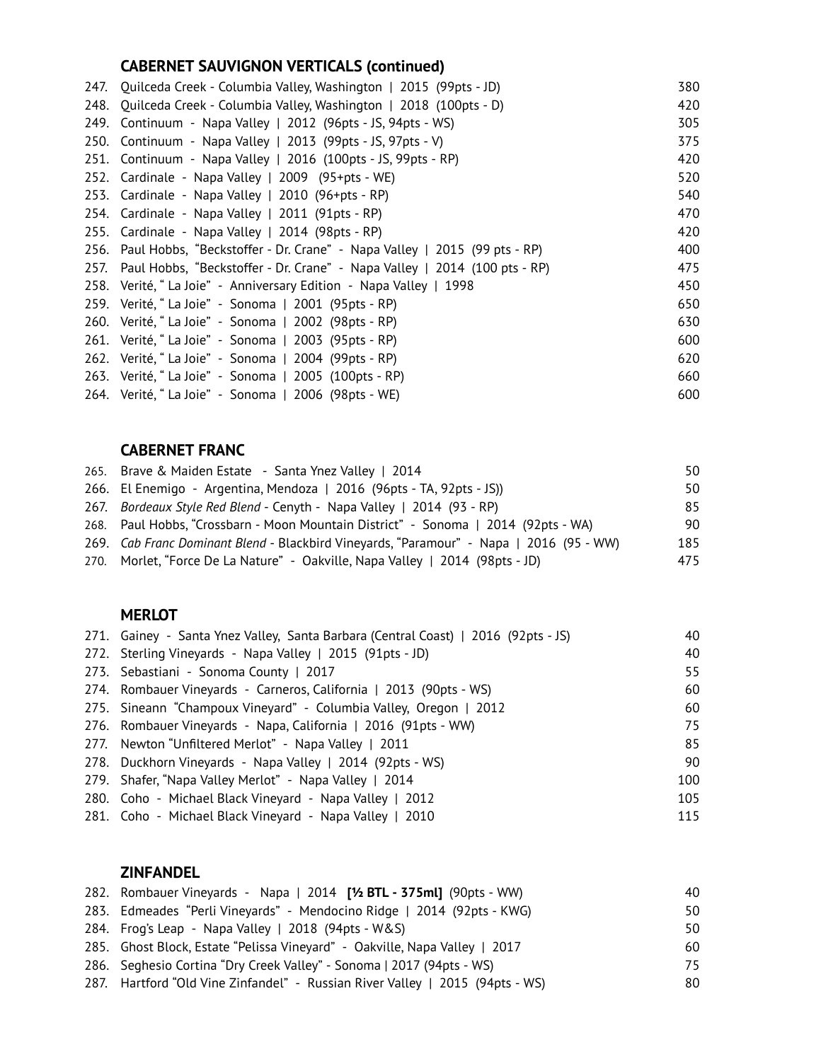### CABERNET SAUVIGNON VERTICALS (continued)

| | | |
|---|---|---|
| 247. | Quilceda Creek - Columbia Valley, Washington \| 2015 (99pts - JD) | 380 |
| 248. | Quilceda Creek - Columbia Valley, Washington \| 2018 (100pts - D) | 420 |
| 249. | Continuum - Napa Valley \| 2012 (96pts - JS, 94pts - WS) | 305 |
| 250. | Continuum - Napa Valley \| 2013 (99pts - JS, 97pts - V) | 375 |
| 251. | Continuum - Napa Valley \| 2016 (100pts - JS, 99pts - RP) | 420 |
| 252. | Cardinale - Napa Valley \| 2009 (95+pts - WE) | 520 |
| 253. | Cardinale - Napa Valley \| 2010 (96+pts - RP) | 540 |
| 254. | Cardinale - Napa Valley \| 2011 (91pts - RP) | 470 |
| 255. | Cardinale - Napa Valley \| 2014 (98pts - RP) | 420 |
| 256. | Paul Hobbs, "Beckstoffer - Dr. Crane" - Napa Valley \| 2015 (99 pts - RP) | 400 |
| 257. | Paul Hobbs, "Beckstoffer - Dr. Crane" - Napa Valley \| 2014 (100 pts - RP) | 475 |
| 258. | Verité, " La Joie" - Anniversary Edition - Napa Valley \| 1998 | 450 |
| 259. | Verité, " La Joie" - Sonoma \| 2001 (95pts - RP) | 650 |
| 260. | Verité, " La Joie" - Sonoma \| 2002 (98pts - RP) | 630 |
| 261. | Verité, " La Joie" - Sonoma \| 2003 (95pts - RP) | 600 |
| 262. | Verité, " La Joie" - Sonoma \| 2004 (99pts - RP) | 620 |
| 263. | Verité, " La Joie" - Sonoma \| 2005 (100pts - RP) | 660 |
| 264. | Verité, " La Joie" - Sonoma \| 2006 (98pts - WE) | 600 |

### CABERNET FRANC

| | | |
|---|---|---|
| 265. | Brave & Maiden Estate - Santa Ynez Valley \| 2014 | 50 |
| 266. | El Enemigo - Argentina, Mendoza \| 2016 (96pts - TA, 92pts - JS)) | 50 |
| 267. | *Bordeaux Style Red Blend* - Cenyth - Napa Valley \| 2014 (93 - RP) | 85 |
| 268. | Paul Hobbs, "Crossbarn - Moon Mountain District" - Sonoma \| 2014 (92pts - WA) | 90 |
| 269. | *Cab Franc Dominant Blend* - Blackbird Vineyards, "Paramour" - Napa \| 2016 (95 - WW) | 185 |
| 270. | Morlet, "Force De La Nature" - Oakville, Napa Valley \| 2014 (98pts - JD) | 475 |

### MERLOT

| | | |
|---|---|---|
| 271. | Gainey - Santa Ynez Valley, Santa Barbara (Central Coast) \| 2016 (92pts - JS) | 40 |
| 272. | Sterling Vineyards - Napa Valley \| 2015 (91pts - JD) | 40 |
| 273. | Sebastiani - Sonoma County \| 2017 | 55 |
| 274. | Rombauer Vineyards - Carneros, California \| 2013 (90pts - WS) | 60 |
| 275. | Sineann "Champoux Vineyard" - Columbia Valley, Oregon \| 2012 | 60 |
| 276. | Rombauer Vineyards - Napa, California \| 2016 (91pts - WW) | 75 |
| 277. | Newton "Unfiltered Merlot" - Napa Valley \| 2011 | 85 |
| 278. | Duckhorn Vineyards - Napa Valley \| 2014 (92pts - WS) | 90 |
| 279. | Shafer, "Napa Valley Merlot" - Napa Valley \| 2014 | 100 |
| 280. | Coho - Michael Black Vineyard - Napa Valley \| 2012 | 105 |
| 281. | Coho - Michael Black Vineyard - Napa Valley \| 2010 | 115 |

### ZINFANDEL

| | | |
|---|---|---|
| 282. | Rombauer Vineyards - Napa \| 2014 **[½ BTL - 375ml]** (90pts - WW) | 40 |
| 283. | Edmeades "Perli Vineyards" - Mendocino Ridge \| 2014 (92pts - KWG) | 50 |
| 284. | Frog's Leap - Napa Valley \| 2018 (94pts - W&S) | 50 |
| 285. | Ghost Block, Estate "Pelissa Vineyard" - Oakville, Napa Valley \| 2017 | 60 |
| 286. | Seghesio Cortina "Dry Creek Valley" - Sonoma \| 2017 (94pts - WS) | 75 |
| 287. | Hartford "Old Vine Zinfandel" - Russian River Valley \| 2015 (94pts - WS) | 80 |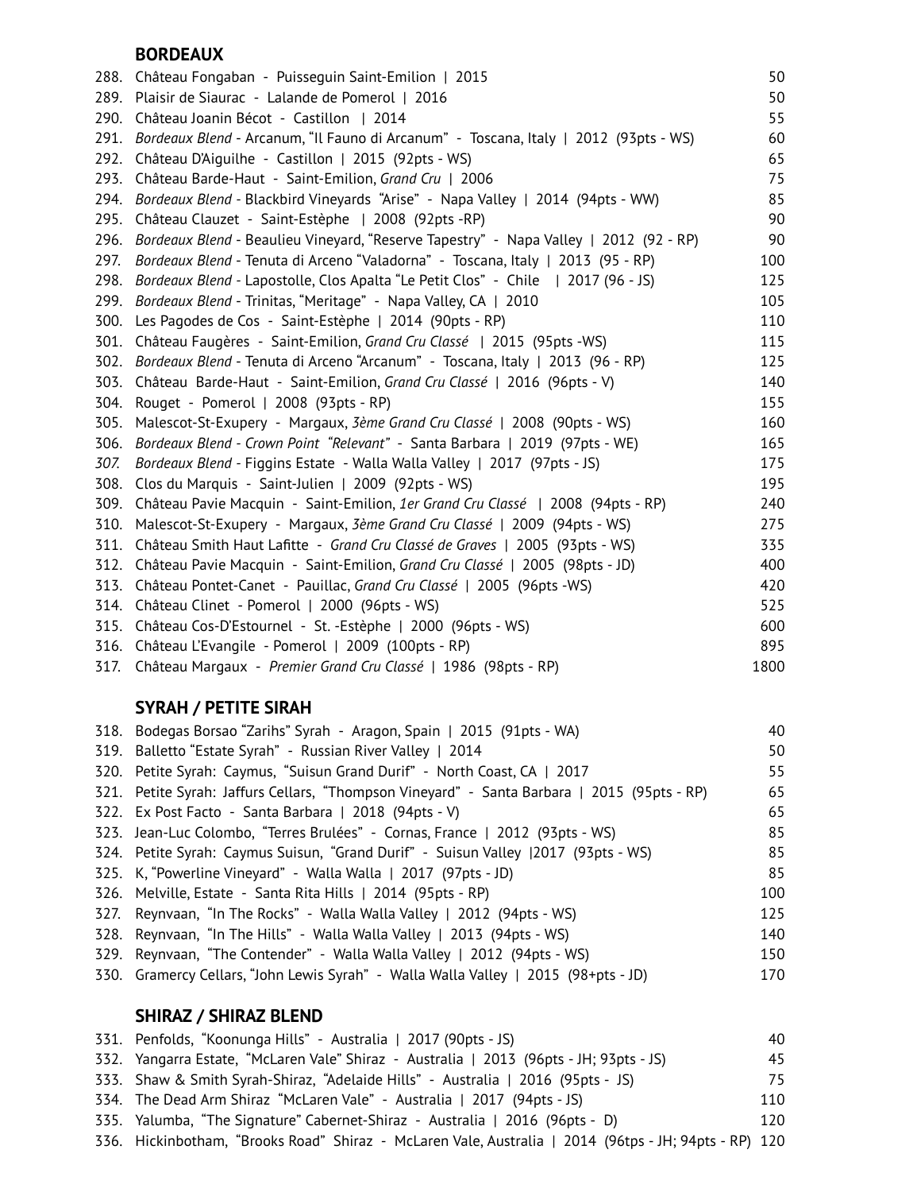## BORDEAUX

| | | |
|---|---|---|
| 288. | Château Fongaban - Puisseguin Saint-Emilion \| 2015 | 50 |
| 289. | Plaisir de Siaurac - Lalande de Pomerol \| 2016 | 50 |
| 290. | Château Joanin Bécot - Castillon \| 2014 | 55 |
| 291. | *Bordeaux Blend* - Arcanum, "Il Fauno di Arcanum" - Toscana, Italy \| 2012 (93pts - WS) | 60 |
| 292. | Château D'Aiguilhe - Castillon \| 2015 (92pts - WS) | 65 |
| 293. | Château Barde-Haut - Saint-Emilion, *Grand Cru* \| 2006 | 75 |
| 294. | *Bordeaux Blend* - Blackbird Vineyards "Arise" - Napa Valley \| 2014 (94pts - WW) | 85 |
| 295. | Château Clauzet - Saint-Estèphe \| 2008 (92pts -RP) | 90 |
| 296. | *Bordeaux Blend* - Beaulieu Vineyard, "Reserve Tapestry" - Napa Valley \| 2012 (92 - RP) | 90 |
| 297. | *Bordeaux Blend* - Tenuta di Arceno "Valadorna" - Toscana, Italy \| 2013 (95 - RP) | 100 |
| 298. | *Bordeaux Blend* - Lapostolle, Clos Apalta "Le Petit Clos" - Chile \| 2017 (96 - JS) | 125 |
| 299. | *Bordeaux Blend* - Trinitas, "Meritage" - Napa Valley, CA \| 2010 | 105 |
| 300. | Les Pagodes de Cos - Saint-Estèphe \| 2014 (90pts - RP) | 110 |
| 301. | Château Faugères - Saint-Emilion, *Grand Cru Classé* \| 2015 (95pts -WS) | 115 |
| 302. | *Bordeaux Blend* - Tenuta di Arceno "Arcanum" - Toscana, Italy \| 2013 (96 - RP) | 125 |
| 303. | Château Barde-Haut - Saint-Emilion, *Grand Cru Classé* \| 2016 (96pts - V) | 140 |
| 304. | Rouget - Pomerol \| 2008 (93pts - RP) | 155 |
| 305. | Malescot-St-Exupery - Margaux, *3ème Grand Cru Classé* \| 2008 (90pts - WS) | 160 |
| 306. | *Bordeaux Blend - Crown Point "Relevant"* - Santa Barbara \| 2019 (97pts - WE) | 165 |
| *307.* | *Bordeaux Blend* - Figgins Estate - Walla Walla Valley \| 2017 (97pts - JS) | 175 |
| 308. | Clos du Marquis - Saint-Julien \| 2009 (92pts - WS) | 195 |
| 309. | Château Pavie Macquin - Saint-Emilion, *1er Grand Cru Classé* \| 2008 (94pts - RP) | 240 |
| 310. | Malescot-St-Exupery - Margaux, *3ème Grand Cru Classé* \| 2009 (94pts - WS) | 275 |
| 311. | Château Smith Haut Lafitte - *Grand Cru Classé de Graves* \| 2005 (93pts - WS) | 335 |
| 312. | Château Pavie Macquin - Saint-Emilion, *Grand Cru Classé* \| 2005 (98pts - JD) | 400 |
| 313. | Château Pontet-Canet - Pauillac, *Grand Cru Classé* \| 2005 (96pts -WS) | 420 |
| 314. | Château Clinet - Pomerol \| 2000 (96pts - WS) | 525 |
| 315. | Château Cos-D'Estournel - St. -Estèphe \| 2000 (96pts - WS) | 600 |
| 316. | Château L'Evangile - Pomerol \| 2009 (100pts - RP) | 895 |
| 317. | Château Margaux - *Premier Grand Cru Classé* \| 1986 (98pts - RP) | 1800 |

## SYRAH / PETITE SIRAH

| | | |
|---|---|---|
| 318. | Bodegas Borsao "Zarihs" Syrah - Aragon, Spain \| 2015 (91pts - WA) | 40 |
| 319. | Balletto "Estate Syrah" - Russian River Valley \| 2014 | 50 |
| 320. | Petite Syrah: Caymus, "Suisun Grand Durif" - North Coast, CA \| 2017 | 55 |
| 321. | Petite Syrah: Jaffurs Cellars, "Thompson Vineyard" - Santa Barbara \| 2015 (95pts - RP) | 65 |
| 322. | Ex Post Facto - Santa Barbara \| 2018 (94pts - V) | 65 |
| 323. | Jean-Luc Colombo, "Terres Brulées" - Cornas, France \| 2012 (93pts - WS) | 85 |
| 324. | Petite Syrah: Caymus Suisun, "Grand Durif" - Suisun Valley \|2017 (93pts - WS) | 85 |
| 325. | K, "Powerline Vineyard" - Walla Walla \| 2017 (97pts - JD) | 85 |
| 326. | Melville, Estate - Santa Rita Hills \| 2014 (95pts - RP) | 100 |
| 327. | Reynvaan, "In The Rocks" - Walla Walla Valley \| 2012 (94pts - WS) | 125 |
| 328. | Reynvaan, "In The Hills" - Walla Walla Valley \| 2013 (94pts - WS) | 140 |
| 329. | Reynvaan, "The Contender" - Walla Walla Valley \| 2012 (94pts - WS) | 150 |
| 330. | Gramercy Cellars, "John Lewis Syrah" - Walla Walla Valley \| 2015 (98+pts - JD) | 170 |

## SHIRAZ / SHIRAZ BLEND

| | | |
|---|---|---|
| 331. | Penfolds, "Koonunga Hills" - Australia \| 2017 (90pts - JS) | 40 |
| 332. | Yangarra Estate, "McLaren Vale" Shiraz - Australia \| 2013 (96pts - JH; 93pts - JS) | 45 |
| 333. | Shaw & Smith Syrah-Shiraz, "Adelaide Hills" - Australia \| 2016 (95pts - JS) | 75 |
| 334. | The Dead Arm Shiraz "McLaren Vale" - Australia \| 2017 (94pts - JS) | 110 |
| 335. | Yalumba, "The Signature" Cabernet-Shiraz - Australia \| 2016 (96pts - D) | 120 |
| 336. | Hickinbotham, "Brooks Road" Shiraz - McLaren Vale, Australia \| 2014 (96tps - JH; 94pts - RP) | 120 |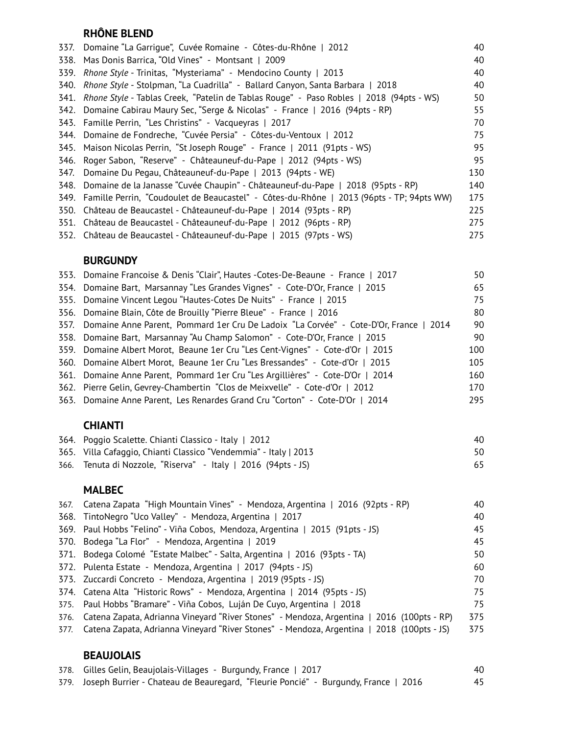## RHÔNE BLEND

| | | |
|---|---|---|
| 337. | Domaine "La Garrigue", Cuvée Romaine - Côtes-du-Rhône \| 2012 | 40 |
| 338. | Mas Donis Barrica, "Old Vines" - Montsant \| 2009 | 40 |
| 339. | *Rhone Style* - Trinitas, "Mysteriama" - Mendocino County \| 2013 | 40 |
| 340. | *Rhone Style* - Stolpman, "La Cuadrilla" - Ballard Canyon, Santa Barbara \| 2018 | 40 |
| 341. | *Rhone Style* - Tablas Creek, "Patelin de Tablas Rouge" - Paso Robles \| 2018 (94pts - WS) | 50 |
| 342. | Domaine Cabirau Maury Sec, "Serge & Nicolas" - France \| 2016 (94pts - RP) | 55 |
| 343. | Famille Perrin, "Les Christins" - Vacqueyras \| 2017 | 70 |
| 344. | Domaine de Fondreche, "Cuvée Persia" - Côtes-du-Ventoux \| 2012 | 75 |
| 345. | Maison Nicolas Perrin, "St Joseph Rouge" - France \| 2011 (91pts - WS) | 95 |
| 346. | Roger Sabon, "Reserve" - Châteauneuf-du-Pape \| 2012 (94pts - WS) | 95 |
| 347. | Domaine Du Pegau, Châteauneuf-du-Pape \| 2013 (94pts - WE) | 130 |
| 348. | Domaine de la Janasse "Cuvée Chaupin" - Châteauneuf-du-Pape \| 2018 (95pts - RP) | 140 |
| 349. | Famille Perrin, "Coudoulet de Beaucastel" - Côtes-du-Rhône \| 2013 (96pts - TP; 94pts WW) | 175 |
| 350. | Château de Beaucastel - Châteauneuf-du-Pape \| 2014 (93pts - RP) | 225 |
| 351. | Château de Beaucastel - Châteauneuf-du-Pape \| 2012 (96pts - RP) | 275 |
| 352. | Château de Beaucastel - Châteauneuf-du-Pape \| 2015 (97pts - WS) | 275 |

## BURGUNDY

| | | |
|---|---|---|
| 353. | Domaine Francoise & Denis "Clair", Hautes -Cotes-De-Beaune - France \| 2017 | 50 |
| 354. | Domaine Bart, Marsannay "Les Grandes Vignes" - Cote-D'Or, France \| 2015 | 65 |
| 355. | Domaine Vincent Legou "Hautes-Cotes De Nuits" - France \| 2015 | 75 |
| 356. | Domaine Blain, Côte de Brouilly "Pierre Bleue" - France \| 2016 | 80 |
| 357. | Domaine Anne Parent, Pommard 1er Cru De Ladoix "La Corvée" - Cote-D'Or, France \| 2014 | 90 |
| 358. | Domaine Bart, Marsannay "Au Champ Salomon" - Cote-D'Or, France \| 2015 | 90 |
| 359. | Domaine Albert Morot, Beaune 1er Cru "Les Cent-Vignes" - Cote-d'Or \| 2015 | 100 |
| 360. | Domaine Albert Morot, Beaune 1er Cru "Les Bressandes" - Cote-d'Or \| 2015 | 105 |
| 361. | Domaine Anne Parent, Pommard 1er Cru "Les Argillières" - Cote-D'Or \| 2014 | 160 |
| 362. | Pierre Gelin, Gevrey-Chambertin "Clos de Meixvelle" - Cote-d'Or \| 2012 | 170 |
| 363. | Domaine Anne Parent, Les Renardes Grand Cru "Corton" - Cote-D'Or \| 2014 | 295 |

## CHIANTI

| | | |
|---|---|---|
| 364. | Poggio Scalette. Chianti Classico - Italy \| 2012 | 40 |
| 365. | Villa Cafaggio, Chianti Classico "Vendemmia" - Italy \| 2013 | 50 |
| 366. | Tenuta di Nozzole, "Riserva" - Italy \| 2016 (94pts - JS) | 65 |

## MALBEC

| | | |
|---|---|---|
| 367. | Catena Zapata "High Mountain Vines" - Mendoza, Argentina \| 2016 (92pts - RP) | 40 |
| 368. | TintoNegro "Uco Valley" - Mendoza, Argentina \| 2017 | 40 |
| 369. | Paul Hobbs "Felino" - Viña Cobos, Mendoza, Argentina \| 2015 (91pts - JS) | 45 |
| 370. | Bodega "La Flor" - Mendoza, Argentina \| 2019 | 45 |
| 371. | Bodega Colomé "Estate Malbec" - Salta, Argentina \| 2016 (93pts - TA) | 50 |
| 372. | Pulenta Estate - Mendoza, Argentina \| 2017 (94pts - JS) | 60 |
| 373. | Zuccardi Concreto - Mendoza, Argentina \| 2019 (95pts - JS) | 70 |
| 374. | Catena Alta "Historic Rows" - Mendoza, Argentina \| 2014 (95pts - JS) | 75 |
| 375. | Paul Hobbs "Bramare" - Viña Cobos, Luján De Cuyo, Argentina \| 2018 | 75 |
| 376. | Catena Zapata, Adrianna Vineyard "River Stones" - Mendoza, Argentina \| 2016 (100pts - RP) | 375 |
| 377. | Catena Zapata, Adrianna Vineyard "River Stones" - Mendoza, Argentina \| 2018 (100pts - JS) | 375 |

## BEAUJOLAIS

| | | |
|---|---|---|
| 378. | Gilles Gelin, Beaujolais-Villages - Burgundy, France \| 2017 | 40 |
| 379. | Joseph Burrier - Chateau de Beauregard, "Fleurie Poncié" - Burgundy, France \| 2016 | 45 |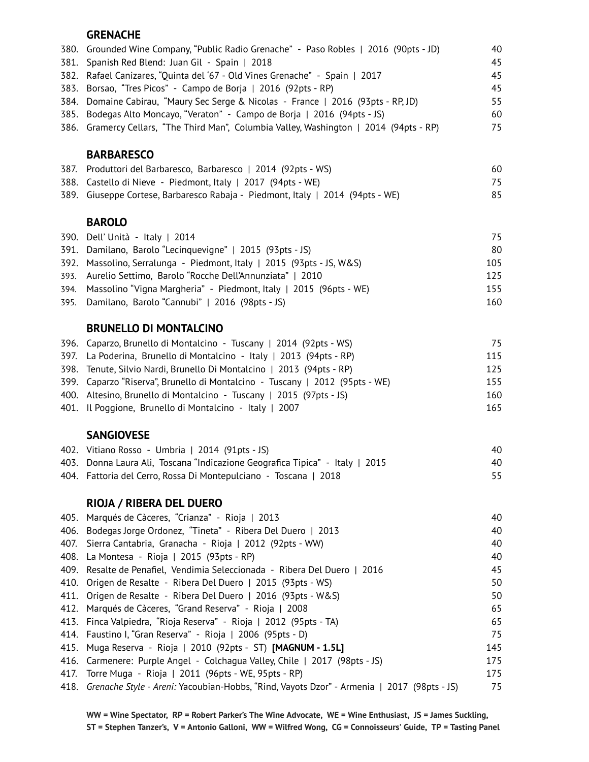## GRENACHE

| | | |
|---|---|---|
| 380. | Grounded Wine Company, "Public Radio Grenache" - Paso Robles \| 2016 (90pts - JD) | 40 |
| 381. | Spanish Red Blend: Juan Gil - Spain \| 2018 | 45 |
| 382. | Rafael Canizares, "Quinta del '67 - Old Vines Grenache" - Spain \| 2017 | 45 |
| 383. | Borsao, "Tres Picos" - Campo de Borja \| 2016 (92pts - RP) | 45 |
| 384. | Domaine Cabirau, "Maury Sec Serge & Nicolas - France \| 2016 (93pts - RP, JD) | 55 |
| 385. | Bodegas Alto Moncayo, "Veraton" - Campo de Borja \| 2016 (94pts - JS) | 60 |
| 386. | Gramercy Cellars, "The Third Man", Columbia Valley, Washington \| 2014 (94pts - RP) | 75 |

## BARBARESCO

| | | |
|---|---|---|
| 387. | Produttori del Barbaresco, Barbaresco \| 2014 (92pts - WS) | 60 |
| 388. | Castello di Nieve - Piedmont, Italy \| 2017 (94pts - WE) | 75 |
| 389. | Giuseppe Cortese, Barbaresco Rabaja - Piedmont, Italy \| 2014 (94pts - WE) | 85 |

## BAROLO

| | | |
|---|---|---|
| 390. | Dell' Unità - Italy \| 2014 | 75 |
| 391. | Damilano, Barolo "Lecinquevigne" \| 2015 (93pts - JS) | 80 |
| 392. | Massolino, Serralunga - Piedmont, Italy \| 2015 (93pts - JS, W&S) | 105 |
| 393. | Aurelio Settimo, Barolo "Rocche Dell'Annunziata" \| 2010 | 125 |
| 394. | Massolino "Vigna Margheria" - Piedmont, Italy \| 2015 (96pts - WE) | 155 |
| 395. | Damilano, Barolo "Cannubi" \| 2016 (98pts - JS) | 160 |

## BRUNELLO DI MONTALCINO

| | | |
|---|---|---|
| 396. | Caparzo, Brunello di Montalcino - Tuscany \| 2014 (92pts - WS) | 75 |
| 397. | La Poderina, Brunello di Montalcino - Italy \| 2013 (94pts - RP) | 115 |
| 398. | Tenute, Silvio Nardi, Brunello Di Montalcino \| 2013 (94pts - RP) | 125 |
| 399. | Caparzo "Riserva", Brunello di Montalcino - Tuscany \| 2012 (95pts - WE) | 155 |
| 400. | Altesino, Brunello di Montalcino - Tuscany \| 2015 (97pts - JS) | 160 |
| 401. | Il Poggione, Brunello di Montalcino - Italy \| 2007 | 165 |

## SANGIOVESE

| | | |
|---|---|---|
| 402. | Vitiano Rosso - Umbria \| 2014 (91pts - JS) | 40 |
| 403. | Donna Laura Ali, Toscana "Indicazione Geografica Tipica" - Italy \| 2015 | 40 |
| 404. | Fattoria del Cerro, Rossa Di Montepulciano - Toscana \| 2018 | 55 |

## RIOJA / RIBERA DEL DUERO

| | | |
|---|---|---|
| 405. | Marqués de Càceres, "Crianza" - Rioja \| 2013 | 40 |
| 406. | Bodegas Jorge Ordonez, "Tineta" - Ribera Del Duero \| 2013 | 40 |
| 407. | Sierra Cantabria, Granacha - Rioja \| 2012 (92pts - WW) | 40 |
| 408. | La Montesa - Rioja \| 2015 (93pts - RP) | 40 |
| 409. | Resalte de Penafiel, Vendimia Seleccionada - Ribera Del Duero \| 2016 | 45 |
| 410. | Origen de Resalte - Ribera Del Duero \| 2015 (93pts - WS) | 50 |
| 411. | Origen de Resalte - Ribera Del Duero \| 2016 (93pts - W&S) | 50 |
| 412. | Marqués de Càceres, "Grand Reserva" - Rioja \| 2008 | 65 |
| 413. | Finca Valpiedra, "Rioja Reserva" - Rioja \| 2012 (95pts - TA) | 65 |
| 414. | Faustino I, "Gran Reserva" - Rioja \| 2006 (95pts - D) | 75 |
| 415. | Muga Reserva - Rioja \| 2010 (92pts - ST) **[MAGNUM - 1.5L]** | 145 |
| 416. | Carmenere: Purple Angel - Colchagua Valley, Chile \| 2017 (98pts - JS) | 175 |
| 417. | Torre Muga - Rioja \| 2011 (96pts - WE, 95pts - RP) | 175 |
| 418. | *Grenache Style - Areni:* Yacoubian-Hobbs, "Rind, Vayots Dzor" - Armenia \| 2017 (98pts - JS) | 75 |

**WW = Wine Spectator, RP = Robert Parker's The Wine Advocate, WE = Wine Enthusiast, JS = James Suckling, ST = Stephen Tanzer's, V = Antonio Galloni, WW = Wilfred Wong, CG = Connoisseurs' Guide, TP = Tasting Panel**